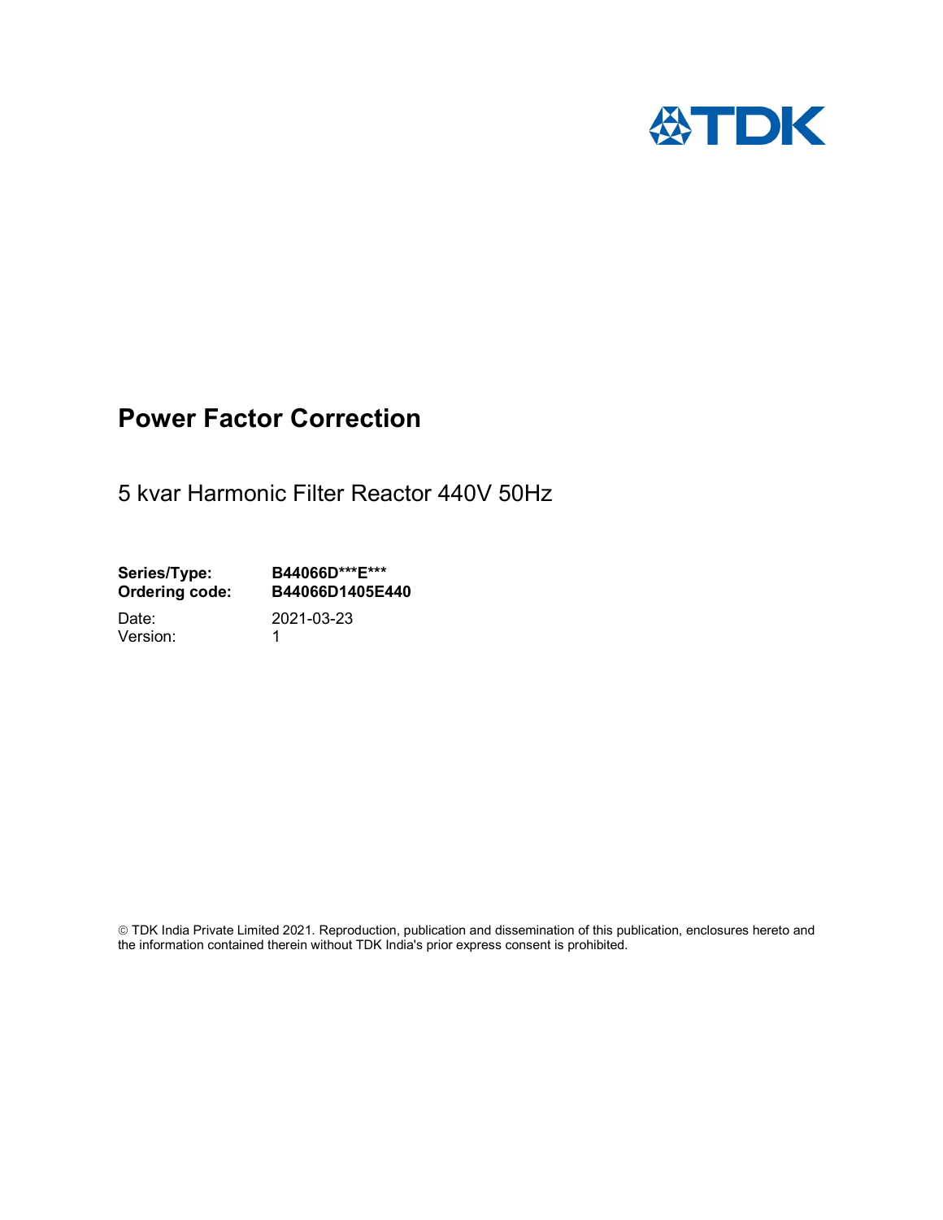# Power Factor Correction

5 kvar Harmonic Filter Reactor 440V 50Hz

**Series/Type:** **B44066D\*\*\*E\*\*\***
**Ordering code:** **B44066D1405E440**

Date: 2021-03-23
Version: 1

© TDK India Private Limited 2021. Reproduction, publication and dissemination of this publication, enclosures hereto and the information contained therein without TDK India's prior express consent is prohibited.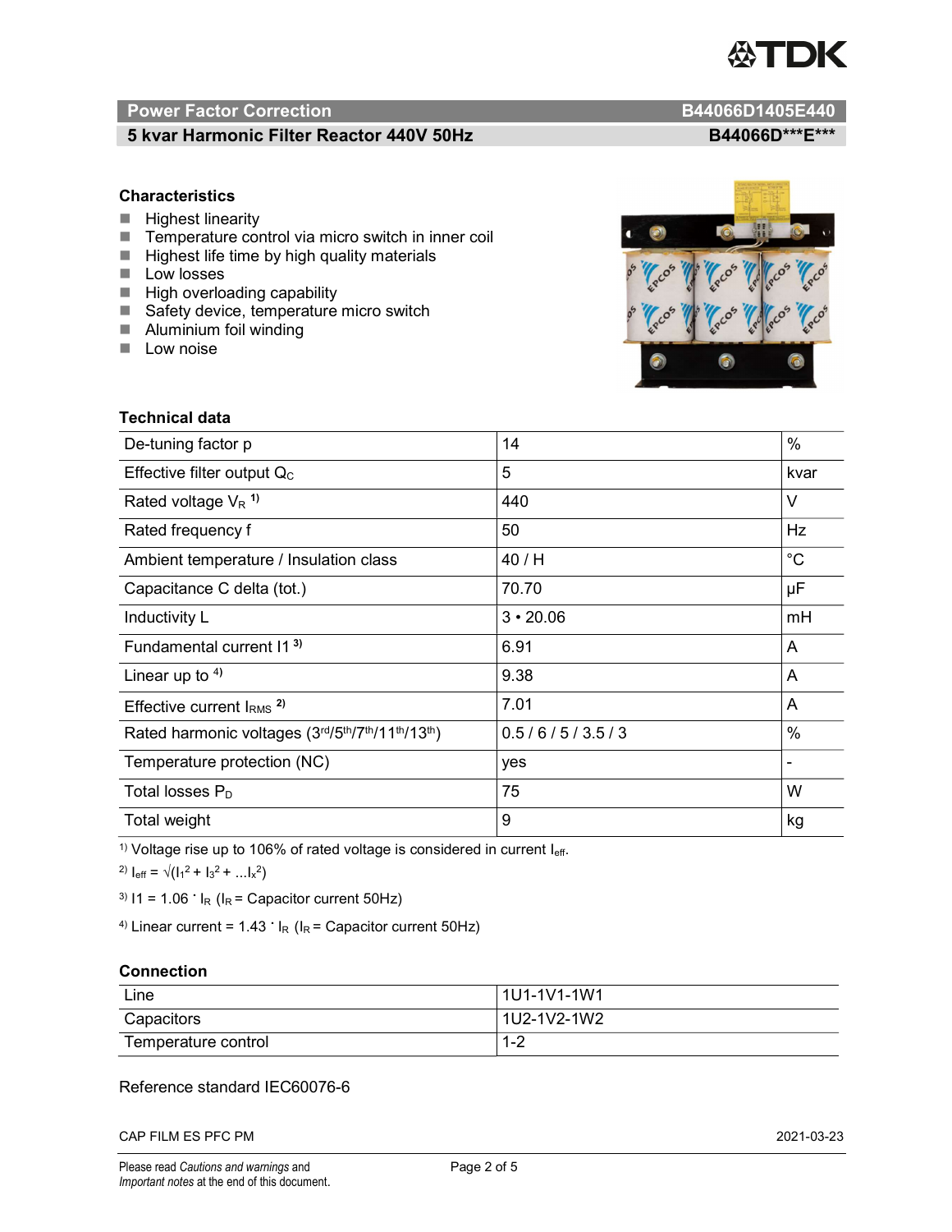## Power Factor Correction — B44066D1405E440

### 5 kvar Harmonic Filter Reactor 440V 50Hz — B44066D***E***

### Characteristics

- Highest linearity
- Temperature control via micro switch in inner coil
- Highest life time by high quality materials
- Low losses
- High overloading capability
- Safety device, temperature micro switch
- Aluminium foil winding
- Low noise

### Technical data

| | | |
|---|---|---|
| De-tuning factor p | 14 | % |
| Effective filter output $Q_C$ | 5 | kvar |
| Rated voltage $V_R$ [1] | 440 | V |
| Rated frequency f | 50 | Hz |
| Ambient temperature / Insulation class | 40 / H | °C |
| Capacitance C delta (tot.) | 70.70 | µF |
| Inductivity L | 3 • 20.06 | mH |
| Fundamental current I1 [3] | 6.91 | A |
| Linear up to [4] | 9.38 | A |
| Effective current $I_{RMS}$ [2] | 7.01 | A |
| Rated harmonic voltages (3rd/5th/7th/11th/13th) | 0.5 / 6 / 5 / 3.5 / 3 | % |
| Temperature protection (NC) | yes | - |
| Total losses $P_D$ | 75 | W |
| Total weight | 9 | kg |

[1] Voltage rise up to 106% of rated voltage is considered in current $I_{eff}$.

[2] $I_{eff} = \sqrt{(I_1^2 + I_3^2 + ...I_x^2)}$

[3] $I1 = 1.06 \cdot I_R$ ($I_R$ = Capacitor current 50Hz)

[4] Linear current = $1.43 \cdot I_R$ ($I_R$ = Capacitor current 50Hz)

### Connection

| | |
|---|---|
| Line | 1U1-1V1-1W1 |
| Capacitors | 1U2-1V2-1W2 |
| Temperature control | 1-2 |

Reference standard IEC60076-6

CAP FILM ES PFC PM — 2021-03-23

Please read *Cautions and warnings* and *Important notes* at the end of this document.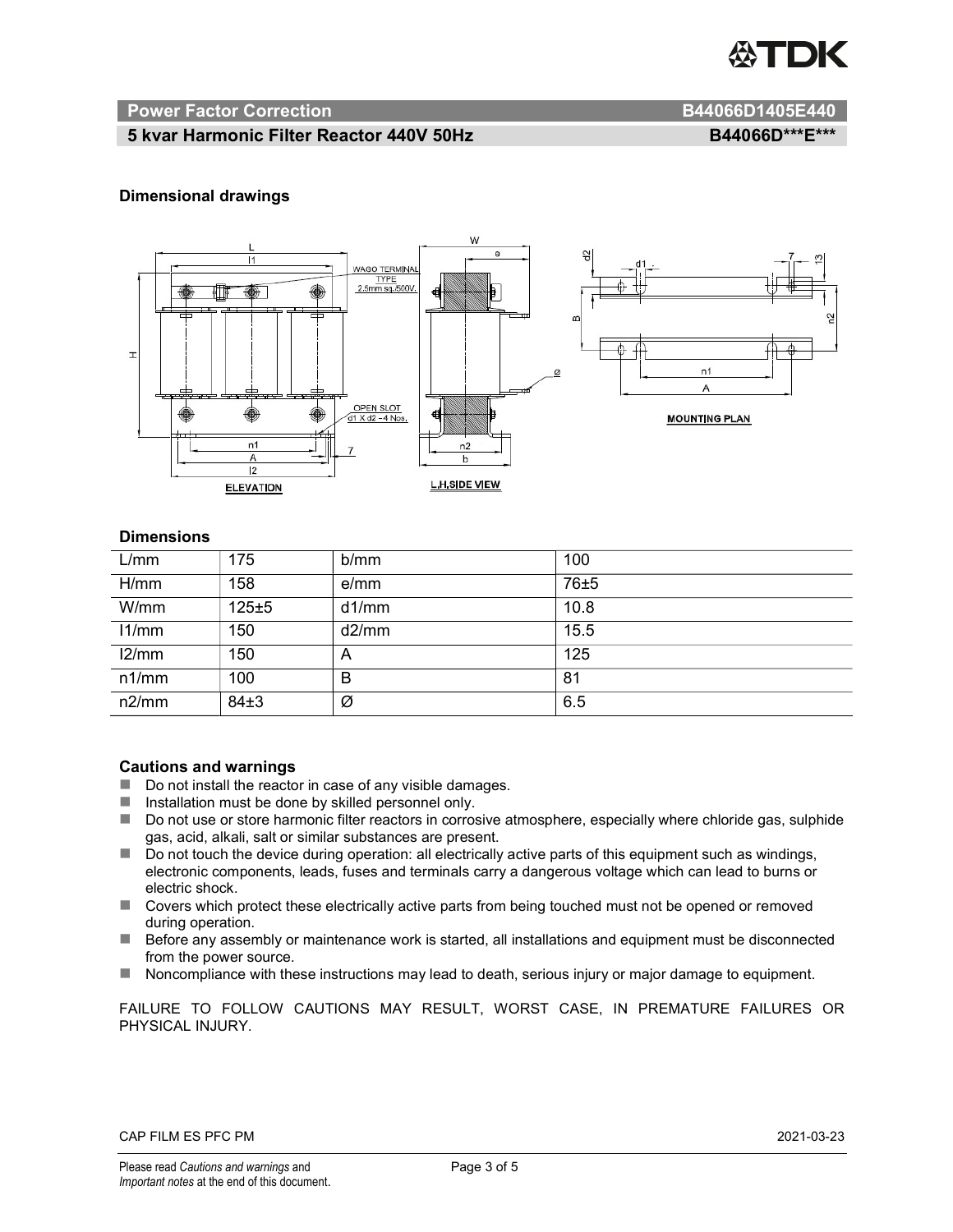## Power Factor Correction — B44066D1405E440

### 5 kvar Harmonic Filter Reactor 440V 50Hz — B44066D\*\*\*E\*\*\*

### Dimensional drawings

### Dimensions

| L/mm | 175 | b/mm | 100 |
|---|---|---|---|
| H/mm | 158 | e/mm | 76±5 |
| W/mm | 125±5 | d1/mm | 10.8 |
| l1/mm | 150 | d2/mm | 15.5 |
| l2/mm | 150 | A | 125 |
| n1/mm | 100 | B | 81 |
| n2/mm | 84±3 | Ø | 6.5 |

### Cautions and warnings

- Do not install the reactor in case of any visible damages.
- Installation must be done by skilled personnel only.
- Do not use or store harmonic filter reactors in corrosive atmosphere, especially where chloride gas, sulphide gas, acid, alkali, salt or similar substances are present.
- Do not touch the device during operation: all electrically active parts of this equipment such as windings, electronic components, leads, fuses and terminals carry a dangerous voltage which can lead to burns or electric shock.
- Covers which protect these electrically active parts from being touched must not be opened or removed during operation.
- Before any assembly or maintenance work is started, all installations and equipment must be disconnected from the power source.
- Noncompliance with these instructions may lead to death, serious injury or major damage to equipment.

FAILURE TO FOLLOW CAUTIONS MAY RESULT, WORST CASE, IN PREMATURE FAILURES OR PHYSICAL INJURY.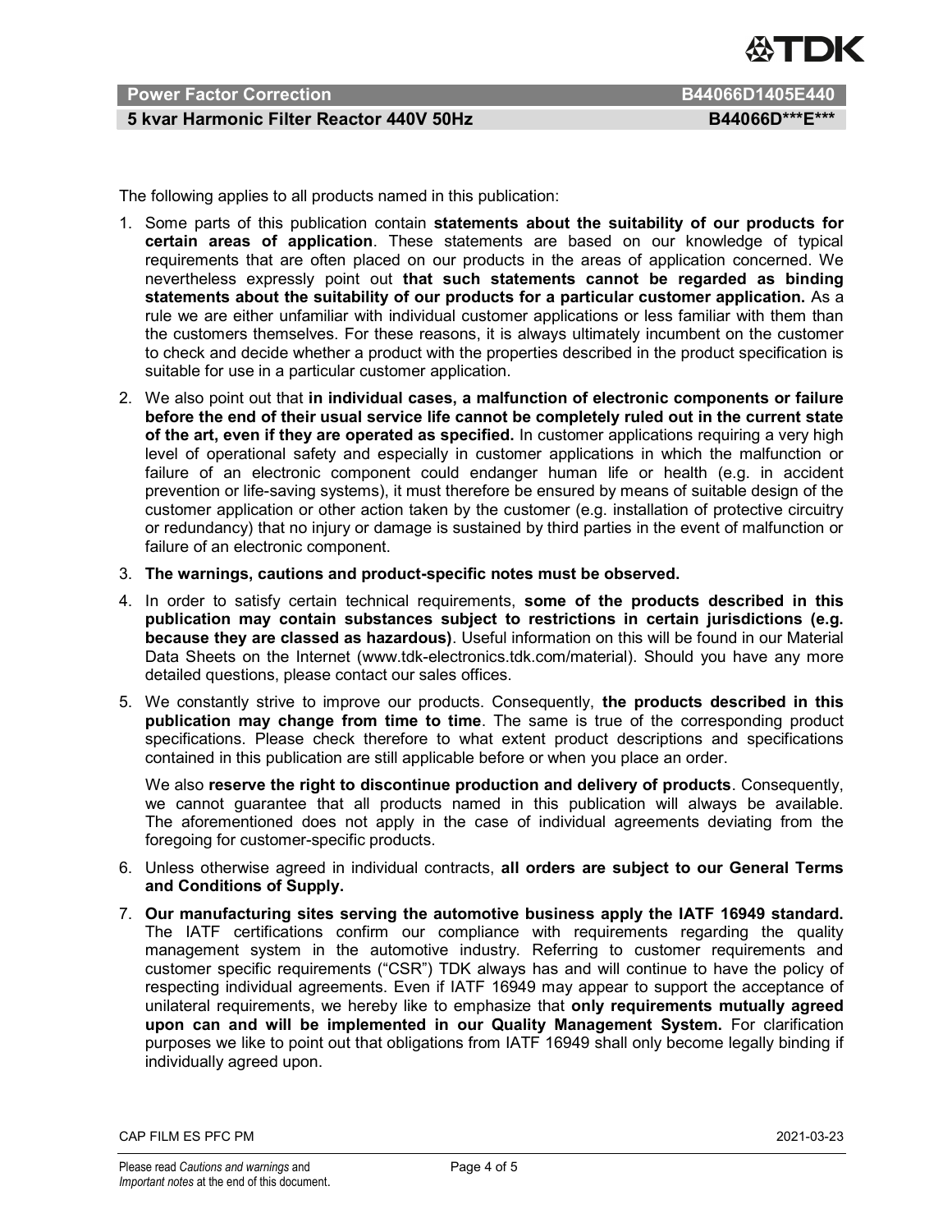The following applies to all products named in this publication:

1. Some parts of this publication contain **statements about the suitability of our products for certain areas of application**. These statements are based on our knowledge of typical requirements that are often placed on our products in the areas of application concerned. We nevertheless expressly point out **that such statements cannot be regarded as binding statements about the suitability of our products for a particular customer application.** As a rule we are either unfamiliar with individual customer applications or less familiar with them than the customers themselves. For these reasons, it is always ultimately incumbent on the customer to check and decide whether a product with the properties described in the product specification is suitable for use in a particular customer application.
2. We also point out that **in individual cases, a malfunction of electronic components or failure before the end of their usual service life cannot be completely ruled out in the current state of the art, even if they are operated as specified.** In customer applications requiring a very high level of operational safety and especially in customer applications in which the malfunction or failure of an electronic component could endanger human life or health (e.g. in accident prevention or life-saving systems), it must therefore be ensured by means of suitable design of the customer application or other action taken by the customer (e.g. installation of protective circuitry or redundancy) that no injury or damage is sustained by third parties in the event of malfunction or failure of an electronic component.
3. **The warnings, cautions and product-specific notes must be observed.**
4. In order to satisfy certain technical requirements, **some of the products described in this publication may contain substances subject to restrictions in certain jurisdictions (e.g. because they are classed as hazardous)**. Useful information on this will be found in our Material Data Sheets on the Internet (www.tdk-electronics.tdk.com/material). Should you have any more detailed questions, please contact our sales offices.
5. We constantly strive to improve our products. Consequently, **the products described in this publication may change from time to time**. The same is true of the corresponding product specifications. Please check therefore to what extent product descriptions and specifications contained in this publication are still applicable before or when you place an order.

   We also **reserve the right to discontinue production and delivery of products**. Consequently, we cannot guarantee that all products named in this publication will always be available. The aforementioned does not apply in the case of individual agreements deviating from the foregoing for customer-specific products.
6. Unless otherwise agreed in individual contracts, **all orders are subject to our General Terms and Conditions of Supply.**
7. **Our manufacturing sites serving the automotive business apply the IATF 16949 standard.** The IATF certifications confirm our compliance with requirements regarding the quality management system in the automotive industry. Referring to customer requirements and customer specific requirements ("CSR") TDK always has and will continue to have the policy of respecting individual agreements. Even if IATF 16949 may appear to support the acceptance of unilateral requirements, we hereby like to emphasize that **only requirements mutually agreed upon can and will be implemented in our Quality Management System.** For clarification purposes we like to point out that obligations from IATF 16949 shall only become legally binding if individually agreed upon.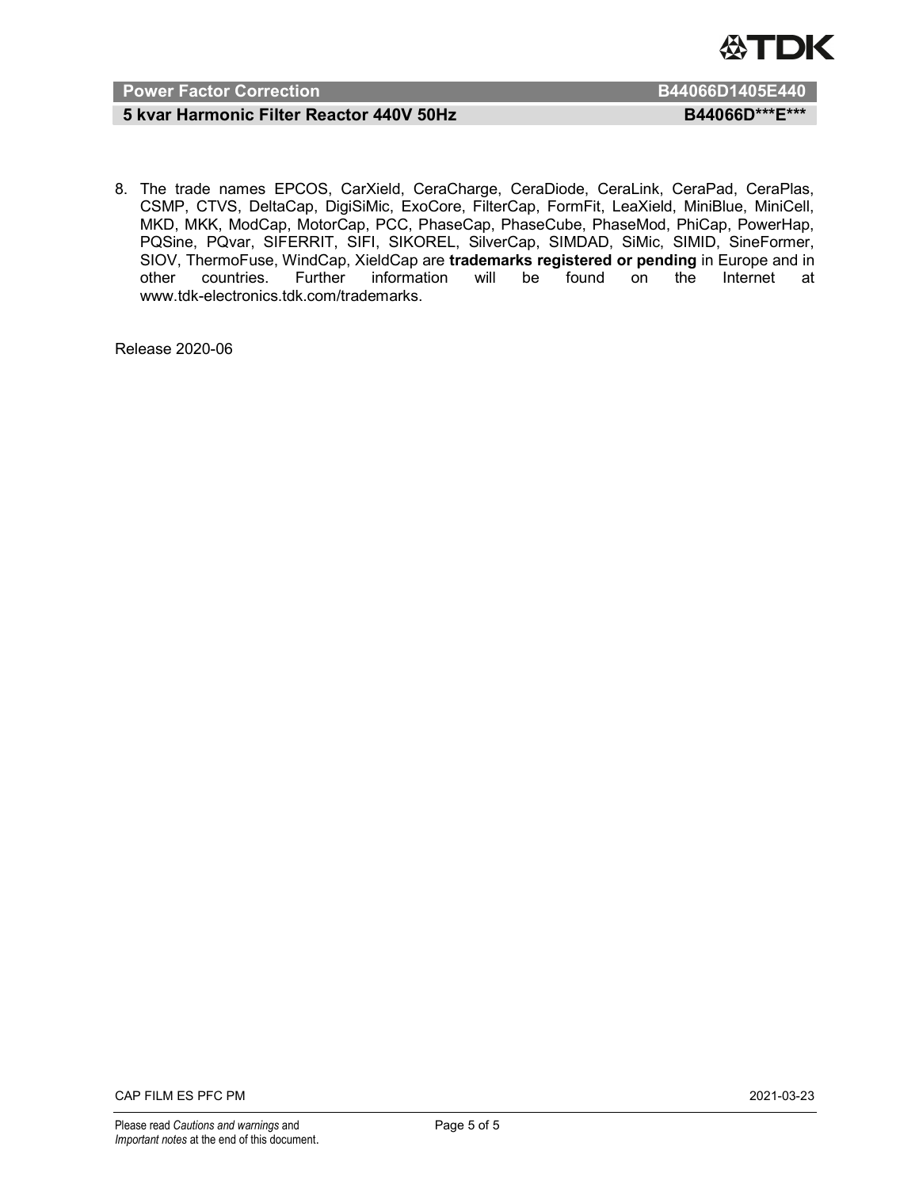8. The trade names EPCOS, CarXield, CeraCharge, CeraDiode, CeraLink, CeraPad, CeraPlas, CSMP, CTVS, DeltaCap, DigiSiMic, ExoCore, FilterCap, FormFit, LeaXield, MiniBlue, MiniCell, MKD, MKK, ModCap, MotorCap, PCC, PhaseCap, PhaseCube, PhaseMod, PhiCap, PowerHap, PQSine, PQvar, SIFERRIT, SIFI, SIKOREL, SilverCap, SIMDAD, SiMic, SIMID, SineFormer, SIOV, ThermoFuse, WindCap, XieldCap are **trademarks registered or pending** in Europe and in other countries. Further information will be found on the Internet at www.tdk-electronics.tdk.com/trademarks.

Release 2020-06